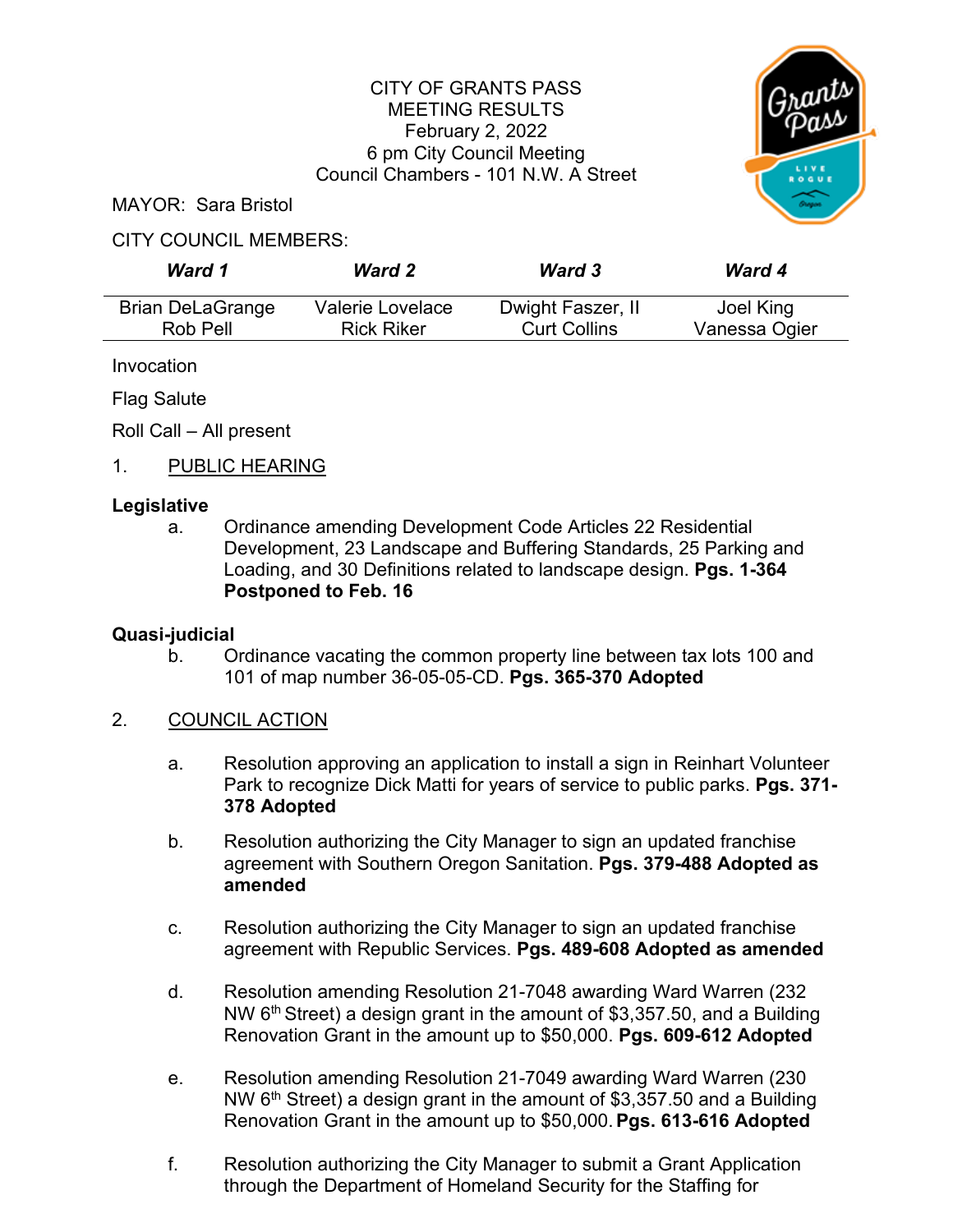CITY OF GRANTS PASS
MEETING RESULTS
February 2, 2022
6 pm City Council Meeting
Council Chambers - 101 N.W. A Street

MAYOR: Sara Bristol

CITY COUNCIL MEMBERS:

| *Ward 1* | *Ward 2* | *Ward 3* | *Ward 4* |
|---|---|---|---|
| Brian DeLaGrange<br>Rob Pell | Valerie Lovelace<br>Rick Riker | Dwight Faszer, II<br>Curt Collins | Joel King<br>Vanessa Ogier |

Invocation

Flag Salute

Roll Call – All present

1. PUBLIC HEARING

**Legislative**

a. Ordinance amending Development Code Articles 22 Residential Development, 23 Landscape and Buffering Standards, 25 Parking and Loading, and 30 Definitions related to landscape design. **Pgs. 1-364 Postponed to Feb. 16**

**Quasi-judicial**

b. Ordinance vacating the common property line between tax lots 100 and 101 of map number 36-05-05-CD. **Pgs. 365-370 Adopted**

2. COUNCIL ACTION

a. Resolution approving an application to install a sign in Reinhart Volunteer Park to recognize Dick Matti for years of service to public parks. **Pgs. 371-378 Adopted**

b. Resolution authorizing the City Manager to sign an updated franchise agreement with Southern Oregon Sanitation. **Pgs. 379-488 Adopted as amended**

c. Resolution authorizing the City Manager to sign an updated franchise agreement with Republic Services. **Pgs. 489-608 Adopted as amended**

d. Resolution amending Resolution 21-7048 awarding Ward Warren (232 NW 6th Street) a design grant in the amount of $3,357.50, and a Building Renovation Grant in the amount up to $50,000. **Pgs. 609-612 Adopted**

e. Resolution amending Resolution 21-7049 awarding Ward Warren (230 NW 6th Street) a design grant in the amount of $3,357.50 and a Building Renovation Grant in the amount up to $50,000. **Pgs. 613-616 Adopted**

f. Resolution authorizing the City Manager to submit a Grant Application through the Department of Homeland Security for the Staffing for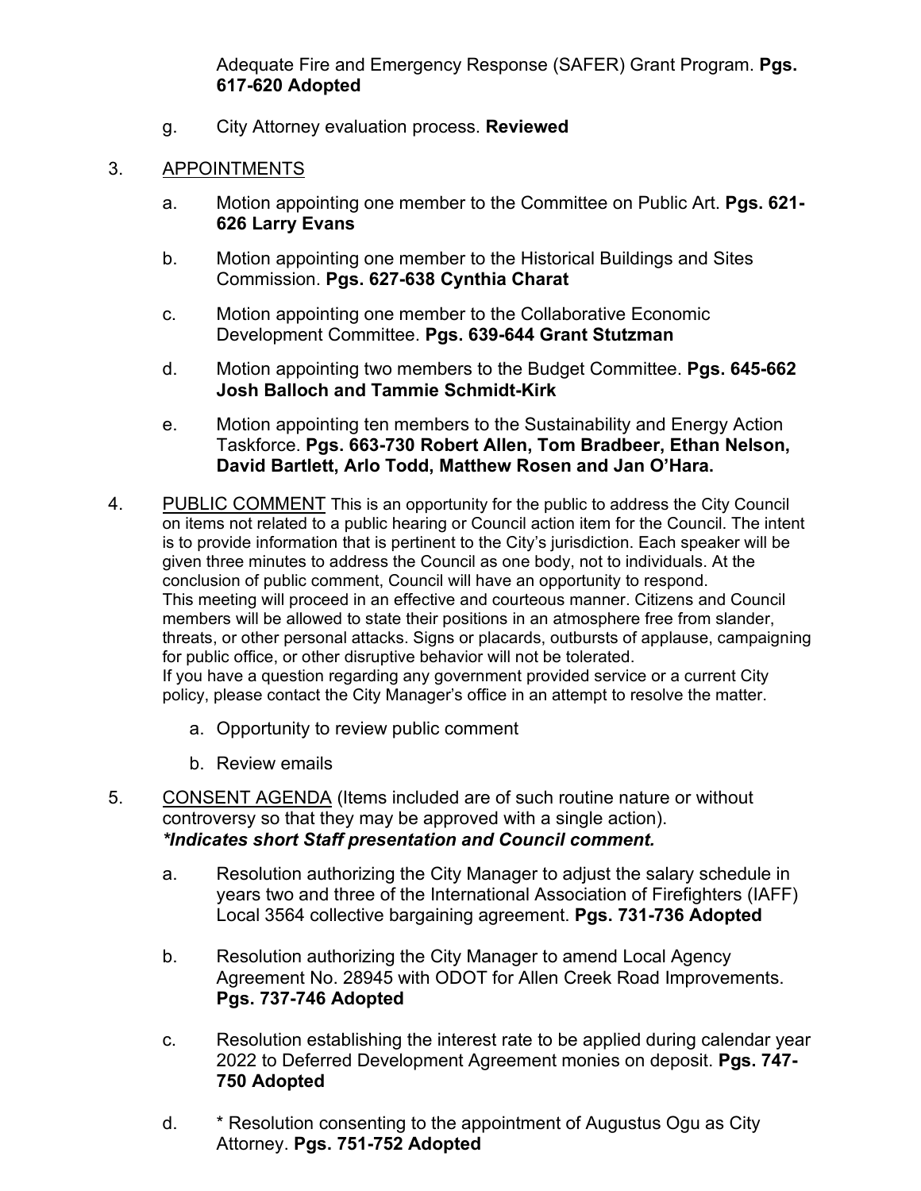Adequate Fire and Emergency Response (SAFER) Grant Program. **Pgs. 617-620 Adopted**

g. City Attorney evaluation process. **Reviewed**

3. APPOINTMENTS

   a. Motion appointing one member to the Committee on Public Art. **Pgs. 621-626 Larry Evans**

   b. Motion appointing one member to the Historical Buildings and Sites Commission. **Pgs. 627-638 Cynthia Charat**

   c. Motion appointing one member to the Collaborative Economic Development Committee. **Pgs. 639-644 Grant Stutzman**

   d. Motion appointing two members to the Budget Committee. **Pgs. 645-662 Josh Balloch and Tammie Schmidt-Kirk**

   e. Motion appointing ten members to the Sustainability and Energy Action Taskforce. **Pgs. 663-730 Robert Allen, Tom Bradbeer, Ethan Nelson, David Bartlett, Arlo Todd, Matthew Rosen and Jan O'Hara.**

4. PUBLIC COMMENT This is an opportunity for the public to address the City Council on items not related to a public hearing or Council action item for the Council. The intent is to provide information that is pertinent to the City's jurisdiction. Each speaker will be given three minutes to address the Council as one body, not to individuals. At the conclusion of public comment, Council will have an opportunity to respond.
   This meeting will proceed in an effective and courteous manner. Citizens and Council members will be allowed to state their positions in an atmosphere free from slander, threats, or other personal attacks. Signs or placards, outbursts of applause, campaigning for public office, or other disruptive behavior will not be tolerated.
   If you have a question regarding any government provided service or a current City policy, please contact the City Manager's office in an attempt to resolve the matter.

   a. Opportunity to review public comment

   b. Review emails

5. CONSENT AGENDA (Items included are of such routine nature or without controversy so that they may be approved with a single action).
   ***Indicates short Staff presentation and Council comment.***

   a. Resolution authorizing the City Manager to adjust the salary schedule in years two and three of the International Association of Firefighters (IAFF) Local 3564 collective bargaining agreement. **Pgs. 731-736 Adopted**

   b. Resolution authorizing the City Manager to amend Local Agency Agreement No. 28945 with ODOT for Allen Creek Road Improvements. **Pgs. 737-746 Adopted**

   c. Resolution establishing the interest rate to be applied during calendar year 2022 to Deferred Development Agreement monies on deposit. **Pgs. 747-750 Adopted**

   d. * Resolution consenting to the appointment of Augustus Ogu as City Attorney. **Pgs. 751-752 Adopted**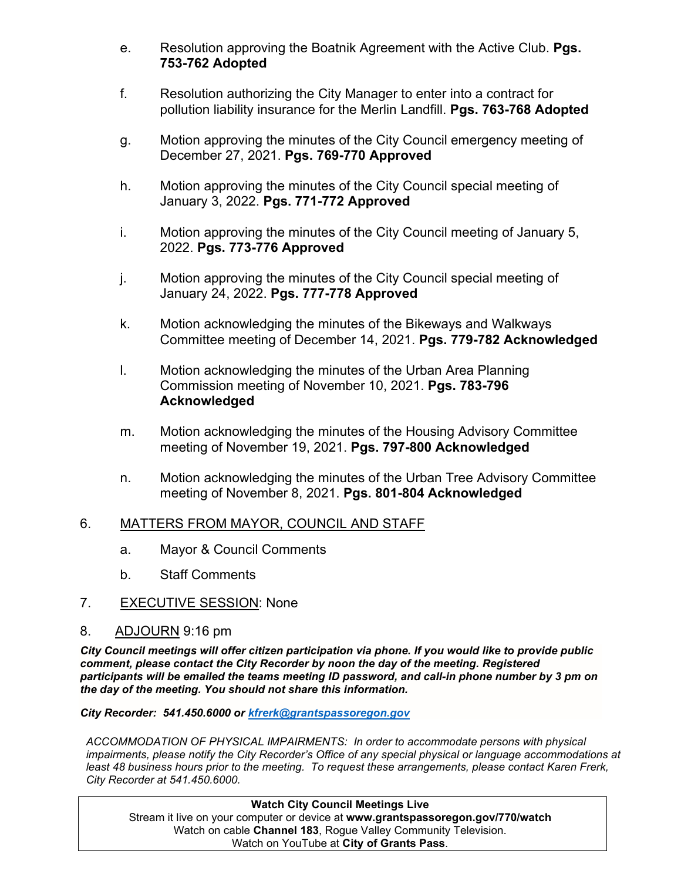e. Resolution approving the Boatnik Agreement with the Active Club. **Pgs. 753-762 Adopted**

f. Resolution authorizing the City Manager to enter into a contract for pollution liability insurance for the Merlin Landfill. **Pgs. 763-768 Adopted**

g. Motion approving the minutes of the City Council emergency meeting of December 27, 2021. **Pgs. 769-770 Approved**

h. Motion approving the minutes of the City Council special meeting of January 3, 2022. **Pgs. 771-772 Approved**

i. Motion approving the minutes of the City Council meeting of January 5, 2022. **Pgs. 773-776 Approved**

j. Motion approving the minutes of the City Council special meeting of January 24, 2022. **Pgs. 777-778 Approved**

k. Motion acknowledging the minutes of the Bikeways and Walkways Committee meeting of December 14, 2021. **Pgs. 779-782 Acknowledged**

l. Motion acknowledging the minutes of the Urban Area Planning Commission meeting of November 10, 2021. **Pgs. 783-796 Acknowledged**

m. Motion acknowledging the minutes of the Housing Advisory Committee meeting of November 19, 2021. **Pgs. 797-800 Acknowledged**

n. Motion acknowledging the minutes of the Urban Tree Advisory Committee meeting of November 8, 2021. **Pgs. 801-804 Acknowledged**

6. <u>MATTERS FROM MAYOR, COUNCIL AND STAFF</u>

   a. Mayor & Council Comments

   b. Staff Comments

7. <u>EXECUTIVE SESSION</u>: None

8. <u>ADJOURN</u> 9:16 pm

***City Council meetings will offer citizen participation via phone. If you would like to provide public comment, please contact the City Recorder by noon the day of the meeting. Registered participants will be emailed the teams meeting ID password, and call-in phone number by 3 pm on the day of the meeting. You should not share this information.***

***City Recorder: 541.450.6000 or kfrerk@grantspassoregon.gov***

*ACCOMMODATION OF PHYSICAL IMPAIRMENTS: In order to accommodate persons with physical impairments, please notify the City Recorder's Office of any special physical or language accommodations at least 48 business hours prior to the meeting. To request these arrangements, please contact Karen Frerk, City Recorder at 541.450.6000.*

**Watch City Council Meetings Live**
Stream it live on your computer or device at **www.grantspassoregon.gov/770/watch**
Watch on cable **Channel 183**, Rogue Valley Community Television.
Watch on YouTube at **City of Grants Pass**.